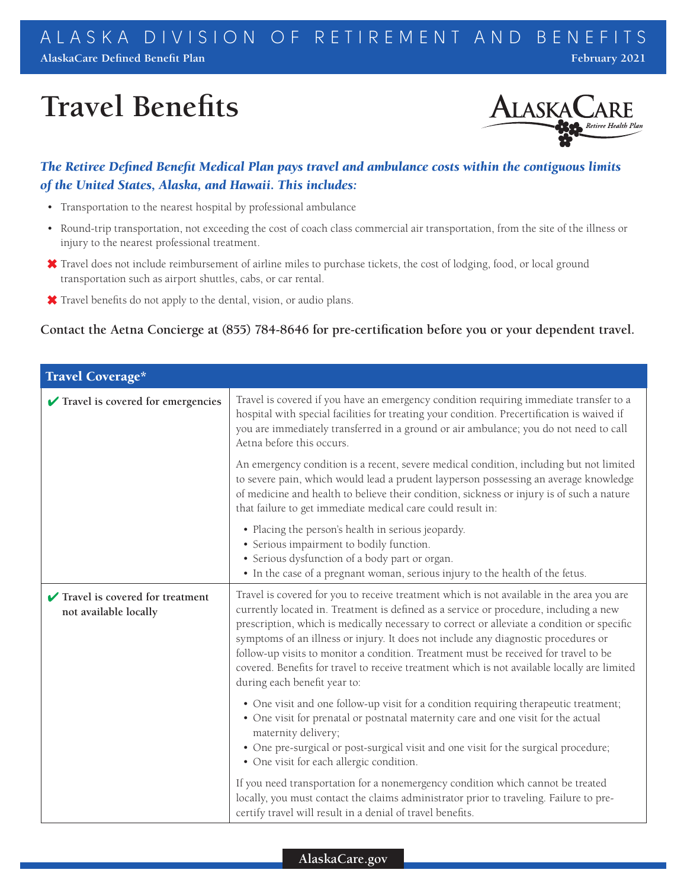ALASKA DIVISION OF RETIREMENT AND BENEFITS

**AlaskaCare Defined Benefit Plan** — **February 2021**

# Travel Benefits

AlaskaCare Retiree Health Plan

***The Retiree Defined Benefit Medical Plan pays travel and ambulance costs within the contiguous limits of the United States, Alaska, and Hawaii. This includes:***

- Transportation to the nearest hospital by professional ambulance
- Round-trip transportation, not exceeding the cost of coach class commercial air transportation, from the site of the illness or injury to the nearest professional treatment.

✖ Travel does not include reimbursement of airline miles to purchase tickets, the cost of lodging, food, or local ground transportation such as airport shuttles, cabs, or car rental.

✖ Travel benefits do not apply to the dental, vision, or audio plans.

**Contact the Aetna Concierge at (855) 784-8646 for pre-certification before you or your dependent travel.**

| Travel Coverage* | |
|---|---|
| ✔ **Travel is covered for emergencies** | Travel is covered if you have an emergency condition requiring immediate transfer to a hospital with special facilities for treating your condition. Precertification is waived if you are immediately transferred in a ground or air ambulance; you do not need to call Aetna before this occurs.<br><br>An emergency condition is a recent, severe medical condition, including but not limited to severe pain, which would lead a prudent layperson possessing an average knowledge of medicine and health to believe their condition, sickness or injury is of such a nature that failure to get immediate medical care could result in:<br>• Placing the person's health in serious jeopardy.<br>• Serious impairment to bodily function.<br>• Serious dysfunction of a body part or organ.<br>• In the case of a pregnant woman, serious injury to the health of the fetus. |
| ✔ **Travel is covered for treatment not available locally** | Travel is covered for you to receive treatment which is not available in the area you are currently located in. Treatment is defined as a service or procedure, including a new prescription, which is medically necessary to correct or alleviate a condition or specific symptoms of an illness or injury. It does not include any diagnostic procedures or follow-up visits to monitor a condition. Treatment must be received for travel to be covered. Benefits for travel to receive treatment which is not available locally are limited during each benefit year to:<br>• One visit and one follow-up visit for a condition requiring therapeutic treatment;<br>• One visit for prenatal or postnatal maternity care and one visit for the actual maternity delivery;<br>• One pre-surgical or post-surgical visit and one visit for the surgical procedure;<br>• One visit for each allergic condition.<br><br>If you need transportation for a nonemergency condition which cannot be treated locally, you must contact the claims administrator prior to traveling. Failure to pre-certify travel will result in a denial of travel benefits. |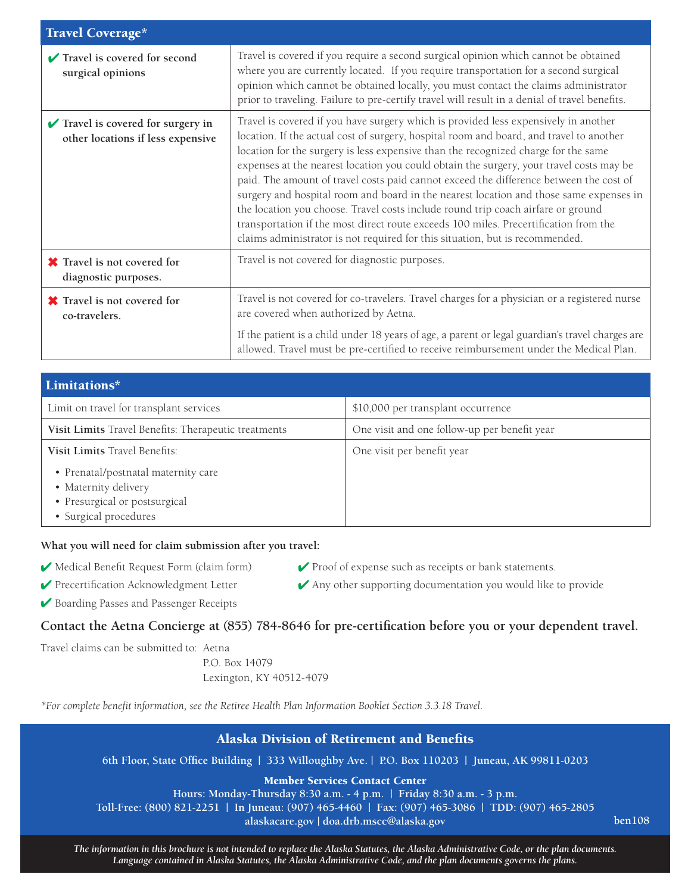| Travel Coverage* | |
|---|---|
| ✔ **Travel is covered for second surgical opinions** | Travel is covered if you require a second surgical opinion which cannot be obtained where you are currently located. If you require transportation for a second surgical opinion which cannot be obtained locally, you must contact the claims administrator prior to traveling. Failure to pre-certify travel will result in a denial of travel benefits. |
| ✔ **Travel is covered for surgery in other locations if less expensive** | Travel is covered if you have surgery which is provided less expensively in another location. If the actual cost of surgery, hospital room and board, and travel to another location for the surgery is less expensive than the recognized charge for the same expenses at the nearest location you could obtain the surgery, your travel costs may be paid. The amount of travel costs paid cannot exceed the difference between the cost of surgery and hospital room and board in the nearest location and those same expenses in the location you choose. Travel costs include round trip coach airfare or ground transportation if the most direct route exceeds 100 miles. Precertification from the claims administrator is not required for this situation, but is recommended. |
| ✖ **Travel is not covered for diagnostic purposes.** | Travel is not covered for diagnostic purposes. |
| ✖ **Travel is not covered for co-travelers.** | Travel is not covered for co-travelers. Travel charges for a physician or a registered nurse are covered when authorized by Aetna.<br><br>If the patient is a child under 18 years of age, a parent or legal guardian's travel charges are allowed. Travel must be pre-certified to receive reimbursement under the Medical Plan. |

| Limitations* | |
|---|---|
| Limit on travel for transplant services | $10,000 per transplant occurrence |
| **Visit Limits** Travel Benefits: Therapeutic treatments | One visit and one follow-up per benefit year |
| **Visit Limits** Travel Benefits:<br>• Prenatal/postnatal maternity care<br>• Maternity delivery<br>• Presurgical or postsurgical<br>• Surgical procedures | One visit per benefit year |

**What you will need for claim submission after you travel:**

- ✔ Medical Benefit Request Form (claim form)
- ✔ Precertification Acknowledgment Letter
- ✔ Boarding Passes and Passenger Receipts
- ✔ Proof of expense such as receipts or bank statements.
- ✔ Any other supporting documentation you would like to provide

**Contact the Aetna Concierge at (855) 784-8646 for pre-certification before you or your dependent travel.**

Travel claims can be submitted to: Aetna
P.O. Box 14079
Lexington, KY 40512-4079

*\*For complete benefit information, see the Retiree Health Plan Information Booklet Section 3.3.18 Travel.*

**Alaska Division of Retirement and Benefits**

**6th Floor, State Office Building | 333 Willoughby Ave. | P.O. Box 110203 | Juneau, AK 99811-0203**

**Member Services Contact Center**
**Hours: Monday-Thursday 8:30 a.m. - 4 p.m. | Friday 8:30 a.m. - 3 p.m.**
**Toll-Free: (800) 821-2251 | In Juneau: (907) 465-4460 | Fax: (907) 465-3086 | TDD: (907) 465-2805**
**alaskacare.gov | doa.drb.mscc@alaska.gov**

ben108

*The information in this brochure is not intended to replace the Alaska Statutes, the Alaska Administrative Code, or the plan documents. Language contained in Alaska Statutes, the Alaska Administrative Code, and the plan documents governs the plans.*